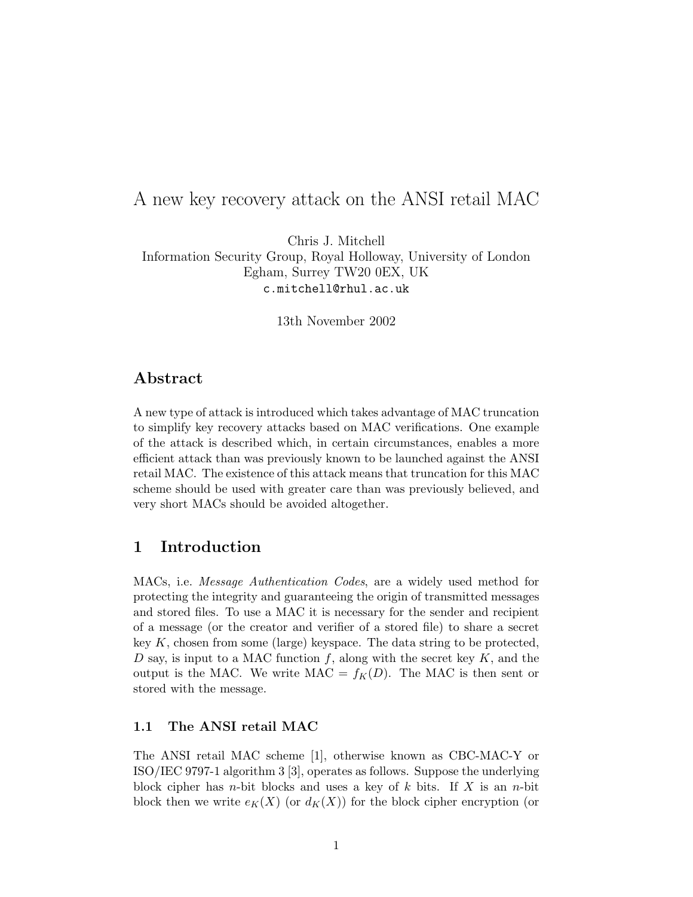# A new key recovery attack on the ANSI retail MAC

Chris J. Mitchell
Information Security Group, Royal Holloway, University of London
Egham, Surrey TW20 0EX, UK
`c.mitchell@rhul.ac.uk`

13th November 2002

## Abstract

A new type of attack is introduced which takes advantage of MAC truncation to simplify key recovery attacks based on MAC verifications. One example of the attack is described which, in certain circumstances, enables a more efficient attack than was previously known to be launched against the ANSI retail MAC. The existence of this attack means that truncation for this MAC scheme should be used with greater care than was previously believed, and very short MACs should be avoided altogether.

## 1 Introduction

MACs, i.e. *Message Authentication Codes*, are a widely used method for protecting the integrity and guaranteeing the origin of transmitted messages and stored files. To use a MAC it is necessary for the sender and recipient of a message (or the creator and verifier of a stored file) to share a secret key $K$, chosen from some (large) keyspace. The data string to be protected, $D$ say, is input to a MAC function $f$, along with the secret key $K$, and the output is the MAC. We write MAC $= f_K(D)$. The MAC is then sent or stored with the message.

### 1.1 The ANSI retail MAC

The ANSI retail MAC scheme [1], otherwise known as CBC-MAC-Y or ISO/IEC 9797-1 algorithm 3 [3], operates as follows. Suppose the underlying block cipher has $n$-bit blocks and uses a key of $k$ bits. If $X$ is an $n$-bit block then we write $e_K(X)$ (or $d_K(X)$) for the block cipher encryption (or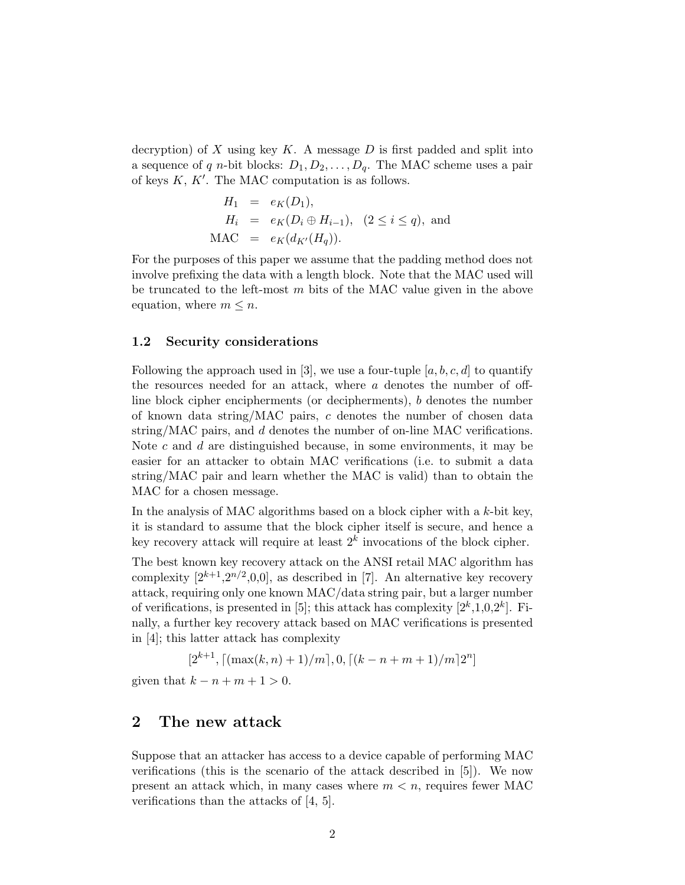decryption) of $X$ using key $K$. A message $D$ is first padded and split into a sequence of $q$ $n$-bit blocks: $D_1, D_2, \ldots, D_q$. The MAC scheme uses a pair of keys $K$, $K'$. The MAC computation is as follows.

$$
\begin{aligned}
H_1 &= e_K(D_1), \\
H_i &= e_K(D_i \oplus H_{i-1}), \quad (2 \leq i \leq q), \text{ and} \\
\text{MAC} &= e_K(d_{K'}(H_q)).
\end{aligned}
$$

For the purposes of this paper we assume that the padding method does not involve prefixing the data with a length block. Note that the MAC used will be truncated to the left-most $m$ bits of the MAC value given in the above equation, where $m \leq n$.

### 1.2 Security considerations

Following the approach used in [3], we use a four-tuple $[a, b, c, d]$ to quantify the resources needed for an attack, where $a$ denotes the number of off-line block cipher encipherments (or decipherments), $b$ denotes the number of known data string/MAC pairs, $c$ denotes the number of chosen data string/MAC pairs, and $d$ denotes the number of on-line MAC verifications. Note $c$ and $d$ are distinguished because, in some environments, it may be easier for an attacker to obtain MAC verifications (i.e. to submit a data string/MAC pair and learn whether the MAC is valid) than to obtain the MAC for a chosen message.

In the analysis of MAC algorithms based on a block cipher with a $k$-bit key, it is standard to assume that the block cipher itself is secure, and hence a key recovery attack will require at least $2^k$ invocations of the block cipher.

The best known key recovery attack on the ANSI retail MAC algorithm has complexity $[2^{k+1}, 2^{n/2}, 0, 0]$, as described in [7]. An alternative key recovery attack, requiring only one known MAC/data string pair, but a larger number of verifications, is presented in [5]; this attack has complexity $[2^k, 1, 0, 2^k]$. Finally, a further key recovery attack based on MAC verifications is presented in [4]; this latter attack has complexity

$$[2^{k+1}, \lceil(\max(k, n) + 1)/m\rceil, 0, \lceil(k - n + m + 1)/m\rceil 2^n]$$

given that $k - n + m + 1 > 0$.

## 2 The new attack

Suppose that an attacker has access to a device capable of performing MAC verifications (this is the scenario of the attack described in [5]). We now present an attack which, in many cases where $m < n$, requires fewer MAC verifications than the attacks of [4, 5].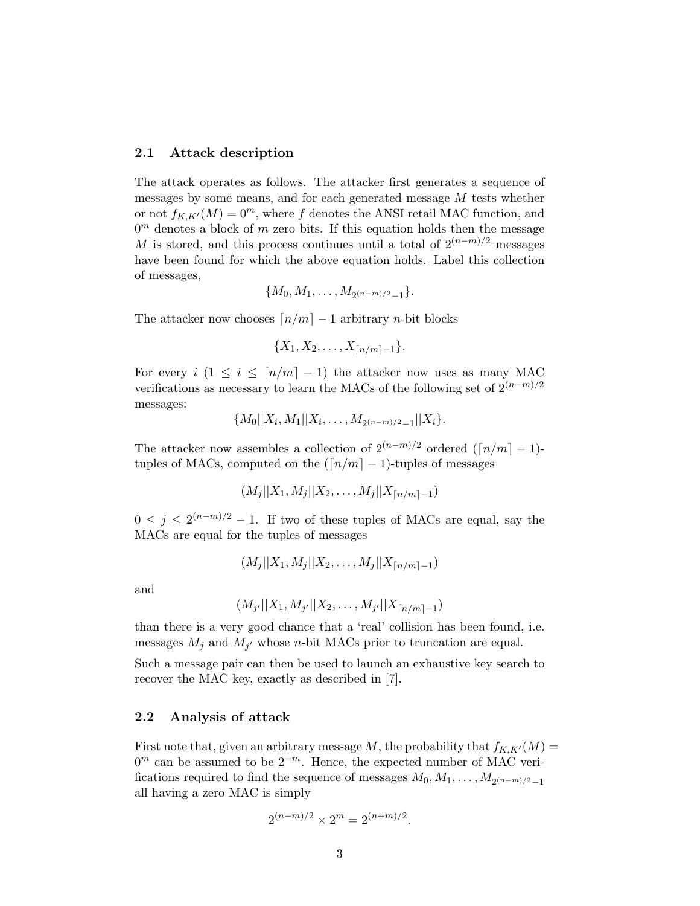### 2.1 Attack description

The attack operates as follows. The attacker first generates a sequence of messages by some means, and for each generated message $M$ tests whether or not $f_{K,K'}(M) = 0^m$, where $f$ denotes the ANSI retail MAC function, and $0^m$ denotes a block of $m$ zero bits. If this equation holds then the message $M$ is stored, and this process continues until a total of $2^{(n-m)/2}$ messages have been found for which the above equation holds. Label this collection of messages,

$$\{M_0, M_1, \ldots, M_{2^{(n-m)/2}-1}\}.$$

The attacker now chooses $\lceil n/m \rceil - 1$ arbitrary $n$-bit blocks

$$\{X_1, X_2, \ldots, X_{\lceil n/m \rceil - 1}\}.$$

For every $i$ ($1 \leq i \leq \lceil n/m \rceil - 1$) the attacker now uses as many MAC verifications as necessary to learn the MACs of the following set of $2^{(n-m)/2}$ messages:

$$\{M_0||X_i, M_1||X_i, \ldots, M_{2^{(n-m)/2}-1}||X_i\}.$$

The attacker now assembles a collection of $2^{(n-m)/2}$ ordered ($\lceil n/m \rceil - 1$)-tuples of MACs, computed on the ($\lceil n/m \rceil - 1$)-tuples of messages

$$(M_j||X_1, M_j||X_2, \ldots, M_j||X_{\lceil n/m \rceil - 1})$$

$0 \leq j \leq 2^{(n-m)/2} - 1$. If two of these tuples of MACs are equal, say the MACs are equal for the tuples of messages

$$(M_j||X_1, M_j||X_2, \ldots, M_j||X_{\lceil n/m \rceil - 1})$$

and

$$(M_{j'}||X_1, M_{j'}||X_2, \ldots, M_{j'}||X_{\lceil n/m \rceil - 1})$$

than there is a very good chance that a 'real' collision has been found, i.e. messages $M_j$ and $M_{j'}$ whose $n$-bit MACs prior to truncation are equal.

Such a message pair can then be used to launch an exhaustive key search to recover the MAC key, exactly as described in [7].

### 2.2 Analysis of attack

First note that, given an arbitrary message $M$, the probability that $f_{K,K'}(M) = 0^m$ can be assumed to be $2^{-m}$. Hence, the expected number of MAC verifications required to find the sequence of messages $M_0, M_1, \ldots, M_{2^{(n-m)/2}-1}$ all having a zero MAC is simply

$$2^{(n-m)/2} \times 2^m = 2^{(n+m)/2}.$$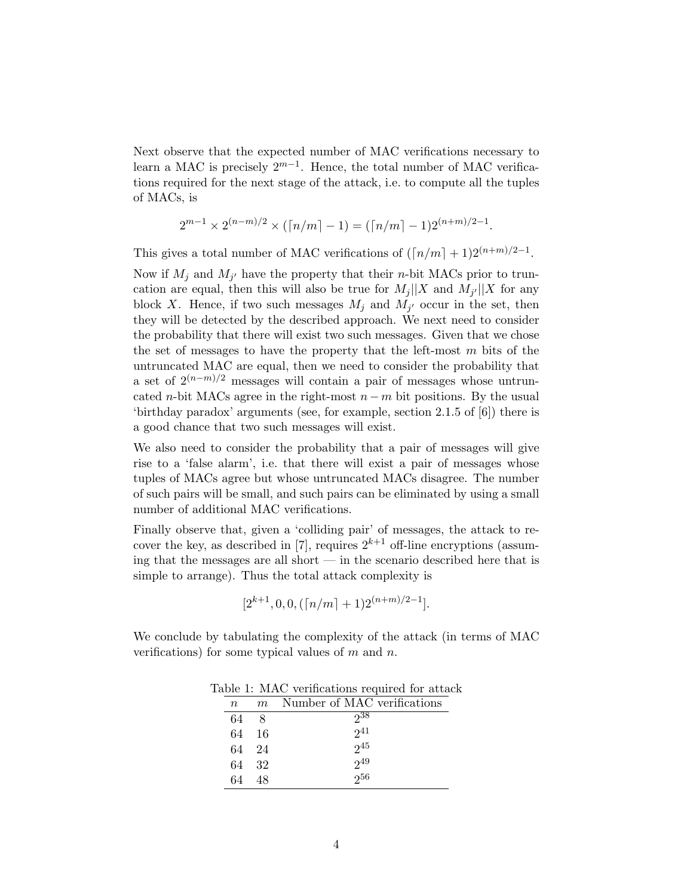Next observe that the expected number of MAC verifications necessary to learn a MAC is precisely $2^{m-1}$. Hence, the total number of MAC verifications required for the next stage of the attack, i.e. to compute all the tuples of MACs, is

$$2^{m-1} \times 2^{(n-m)/2} \times (\lceil n/m \rceil - 1) = (\lceil n/m \rceil - 1)2^{(n+m)/2-1}.$$

This gives a total number of MAC verifications of $(\lceil n/m \rceil + 1)2^{(n+m)/2-1}$.

Now if $M_j$ and $M_{j'}$ have the property that their $n$-bit MACs prior to truncation are equal, then this will also be true for $M_j||X$ and $M_{j'}||X$ for any block $X$. Hence, if two such messages $M_j$ and $M_{j'}$ occur in the set, then they will be detected by the described approach. We next need to consider the probability that there will exist two such messages. Given that we chose the set of messages to have the property that the left-most $m$ bits of the untruncated MAC are equal, then we need to consider the probability that a set of $2^{(n-m)/2}$ messages will contain a pair of messages whose untruncated $n$-bit MACs agree in the right-most $n-m$ bit positions. By the usual 'birthday paradox' arguments (see, for example, section 2.1.5 of [6]) there is a good chance that two such messages will exist.

We also need to consider the probability that a pair of messages will give rise to a 'false alarm', i.e. that there will exist a pair of messages whose tuples of MACs agree but whose untruncated MACs disagree. The number of such pairs will be small, and such pairs can be eliminated by using a small number of additional MAC verifications.

Finally observe that, given a 'colliding pair' of messages, the attack to recover the key, as described in [7], requires $2^{k+1}$ off-line encryptions (assuming that the messages are all short — in the scenario described here that is simple to arrange). Thus the total attack complexity is

$$[2^{k+1}, 0, 0, (\lceil n/m \rceil + 1)2^{(n+m)/2-1}].$$

We conclude by tabulating the complexity of the attack (in terms of MAC verifications) for some typical values of $m$ and $n$.

Table 1: MAC verifications required for attack

| $n$ | $m$ | Number of MAC verifications |
|---|---|---|
| 64 | 8 | $2^{38}$ |
| 64 | 16 | $2^{41}$ |
| 64 | 24 | $2^{45}$ |
| 64 | 32 | $2^{49}$ |
| 64 | 48 | $2^{56}$ |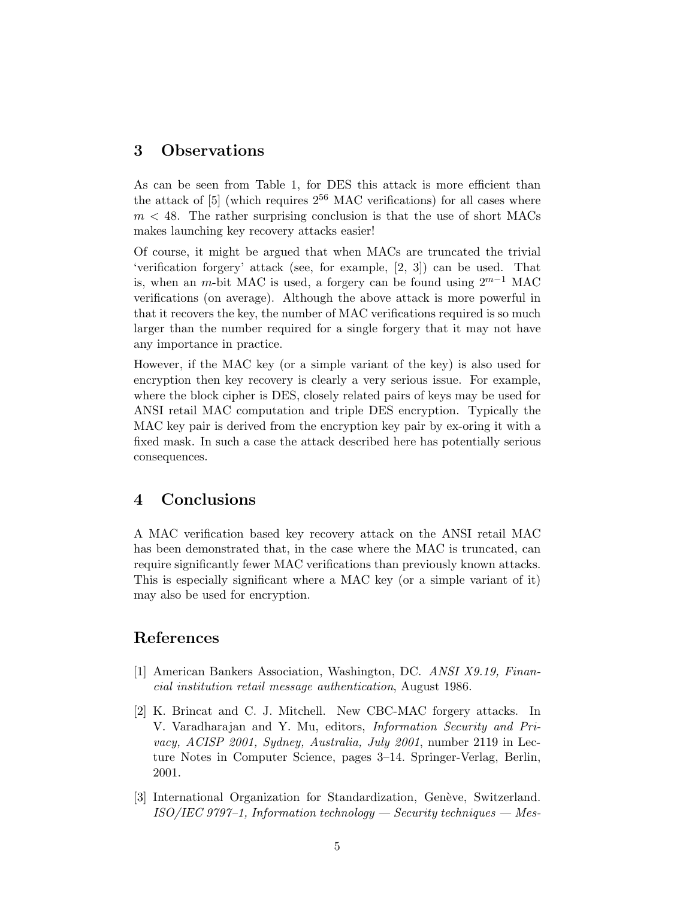## 3 Observations

As can be seen from Table 1, for DES this attack is more efficient than the attack of [5] (which requires $2^{56}$ MAC verifications) for all cases where $m < 48$. The rather surprising conclusion is that the use of short MACs makes launching key recovery attacks easier!

Of course, it might be argued that when MACs are truncated the trivial 'verification forgery' attack (see, for example, [2, 3]) can be used. That is, when an $m$-bit MAC is used, a forgery can be found using $2^{m-1}$ MAC verifications (on average). Although the above attack is more powerful in that it recovers the key, the number of MAC verifications required is so much larger than the number required for a single forgery that it may not have any importance in practice.

However, if the MAC key (or a simple variant of the key) is also used for encryption then key recovery is clearly a very serious issue. For example, where the block cipher is DES, closely related pairs of keys may be used for ANSI retail MAC computation and triple DES encryption. Typically the MAC key pair is derived from the encryption key pair by ex-oring it with a fixed mask. In such a case the attack described here has potentially serious consequences.

## 4 Conclusions

A MAC verification based key recovery attack on the ANSI retail MAC has been demonstrated that, in the case where the MAC is truncated, can require significantly fewer MAC verifications than previously known attacks. This is especially significant where a MAC key (or a simple variant of it) may also be used for encryption.

## References

[1] American Bankers Association, Washington, DC. *ANSI X9.19, Financial institution retail message authentication*, August 1986.

[2] K. Brincat and C. J. Mitchell. New CBC-MAC forgery attacks. In V. Varadharajan and Y. Mu, editors, *Information Security and Privacy, ACISP 2001, Sydney, Australia, July 2001*, number 2119 in Lecture Notes in Computer Science, pages 3–14. Springer-Verlag, Berlin, 2001.

[3] International Organization for Standardization, Genève, Switzerland. *ISO/IEC 9797–1, Information technology — Security techniques — Mes-*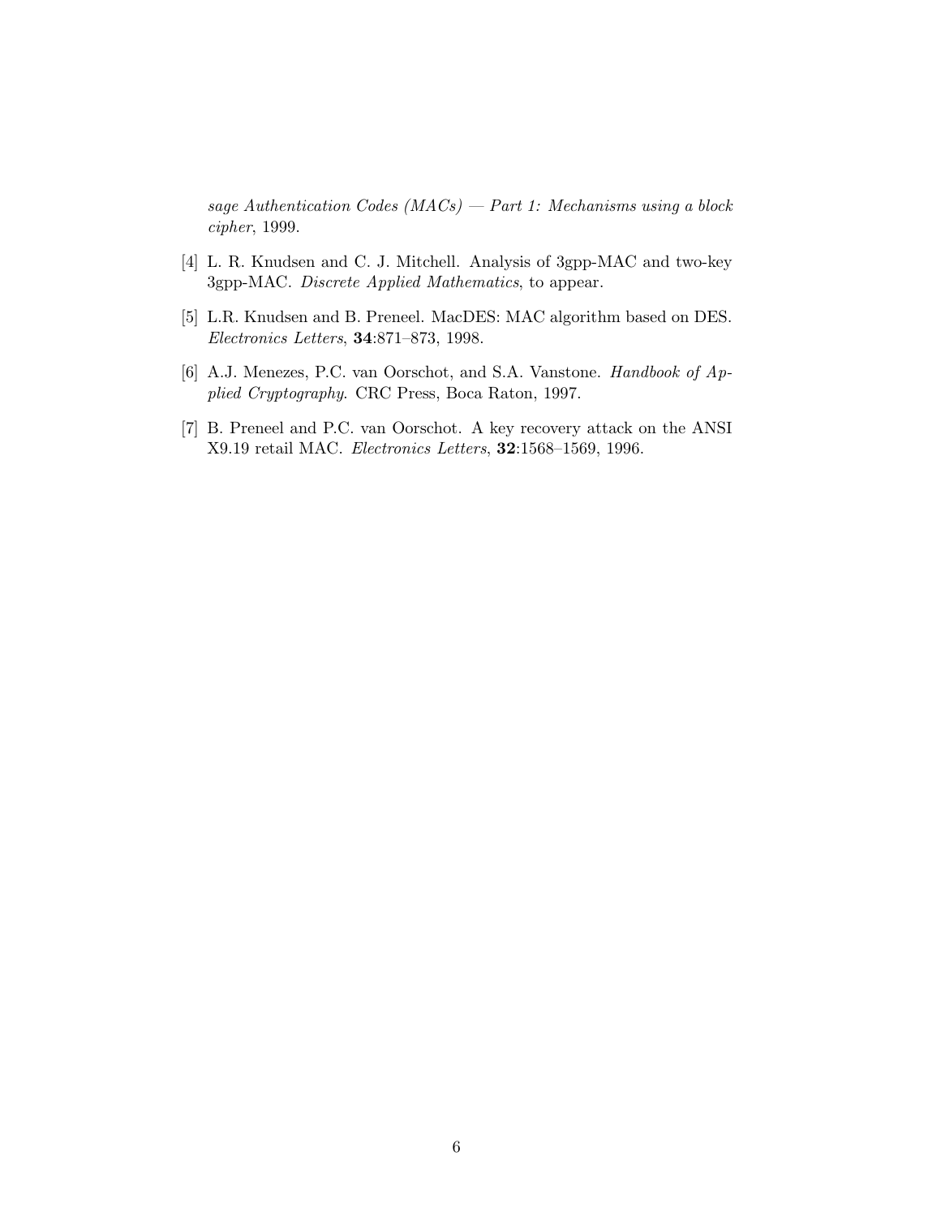sage Authentication Codes (MACs) — Part 1: Mechanisms using a block cipher*, 1999.

[4] L. R. Knudsen and C. J. Mitchell. Analysis of 3gpp-MAC and two-key 3gpp-MAC. *Discrete Applied Mathematics*, to appear.

[5] L.R. Knudsen and B. Preneel. MacDES: MAC algorithm based on DES. *Electronics Letters*, **34**:871–873, 1998.

[6] A.J. Menezes, P.C. van Oorschot, and S.A. Vanstone. *Handbook of Applied Cryptography*. CRC Press, Boca Raton, 1997.

[7] B. Preneel and P.C. van Oorschot. A key recovery attack on the ANSI X9.19 retail MAC. *Electronics Letters*, **32**:1568–1569, 1996.